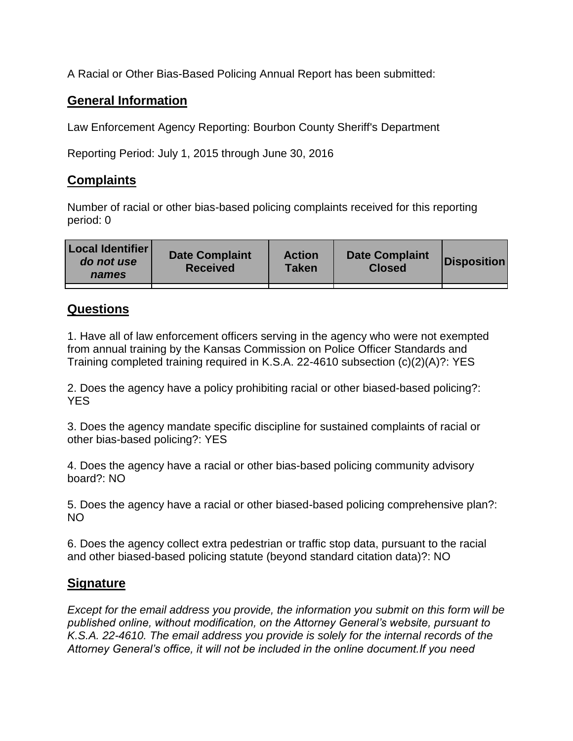A Racial or Other Bias-Based Policing Annual Report has been submitted:

## General Information

Law Enforcement Agency Reporting: Bourbon County Sheriff's Department

Reporting Period: July 1, 2015 through June 30, 2016

## Complaints

Number of racial or other bias-based policing complaints received for this reporting period: 0

| Local Identifier *do not use names* | Date Complaint Received | Action Taken | Date Complaint Closed | Disposition |
|---|---|---|---|---|
| | | | | |

## Questions

1. Have all of law enforcement officers serving in the agency who were not exempted from annual training by the Kansas Commission on Police Officer Standards and Training completed training required in K.S.A. 22-4610 subsection (c)(2)(A)?: YES

2. Does the agency have a policy prohibiting racial or other biased-based policing?: YES

3. Does the agency mandate specific discipline for sustained complaints of racial or other bias-based policing?: YES

4. Does the agency have a racial or other bias-based policing community advisory board?: NO

5. Does the agency have a racial or other biased-based policing comprehensive plan?: NO

6. Does the agency collect extra pedestrian or traffic stop data, pursuant to the racial and other biased-based policing statute (beyond standard citation data)?: NO

## Signature

*Except for the email address you provide, the information you submit on this form will be published online, without modification, on the Attorney General's website, pursuant to K.S.A. 22-4610. The email address you provide is solely for the internal records of the Attorney General's office, it will not be included in the online document.If you need*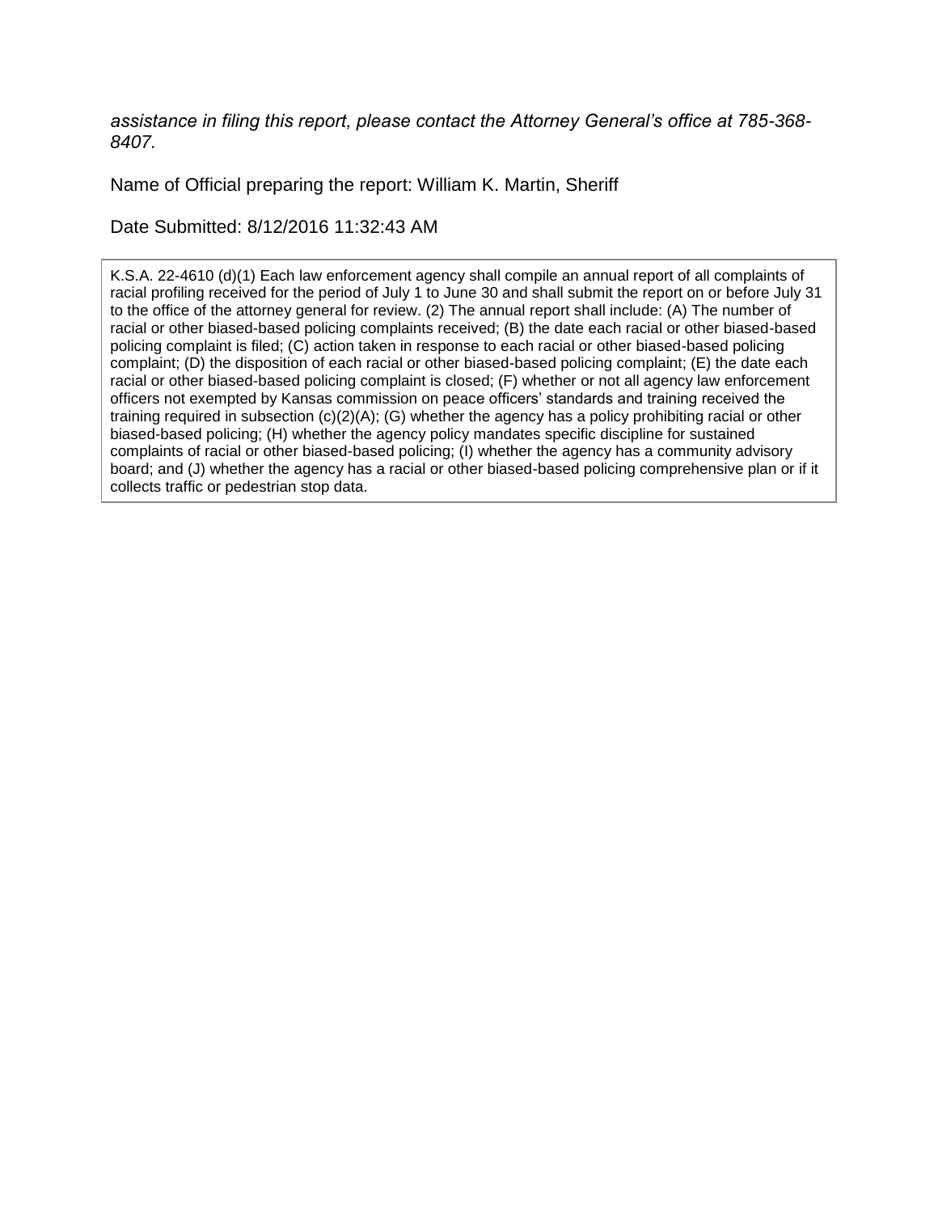*assistance in filing this report, please contact the Attorney General's office at 785-368-8407.*

Name of Official preparing the report: William K. Martin, Sheriff

Date Submitted: 8/12/2016 11:32:43 AM

K.S.A. 22-4610 (d)(1) Each law enforcement agency shall compile an annual report of all complaints of racial profiling received for the period of July 1 to June 30 and shall submit the report on or before July 31 to the office of the attorney general for review. (2) The annual report shall include: (A) The number of racial or other biased-based policing complaints received; (B) the date each racial or other biased-based policing complaint is filed; (C) action taken in response to each racial or other biased-based policing complaint; (D) the disposition of each racial or other biased-based policing complaint; (E) the date each racial or other biased-based policing complaint is closed; (F) whether or not all agency law enforcement officers not exempted by Kansas commission on peace officers' standards and training received the training required in subsection (c)(2)(A); (G) whether the agency has a policy prohibiting racial or other biased-based policing; (H) whether the agency policy mandates specific discipline for sustained complaints of racial or other biased-based policing; (I) whether the agency has a community advisory board; and (J) whether the agency has a racial or other biased-based policing comprehensive plan or if it collects traffic or pedestrian stop data.